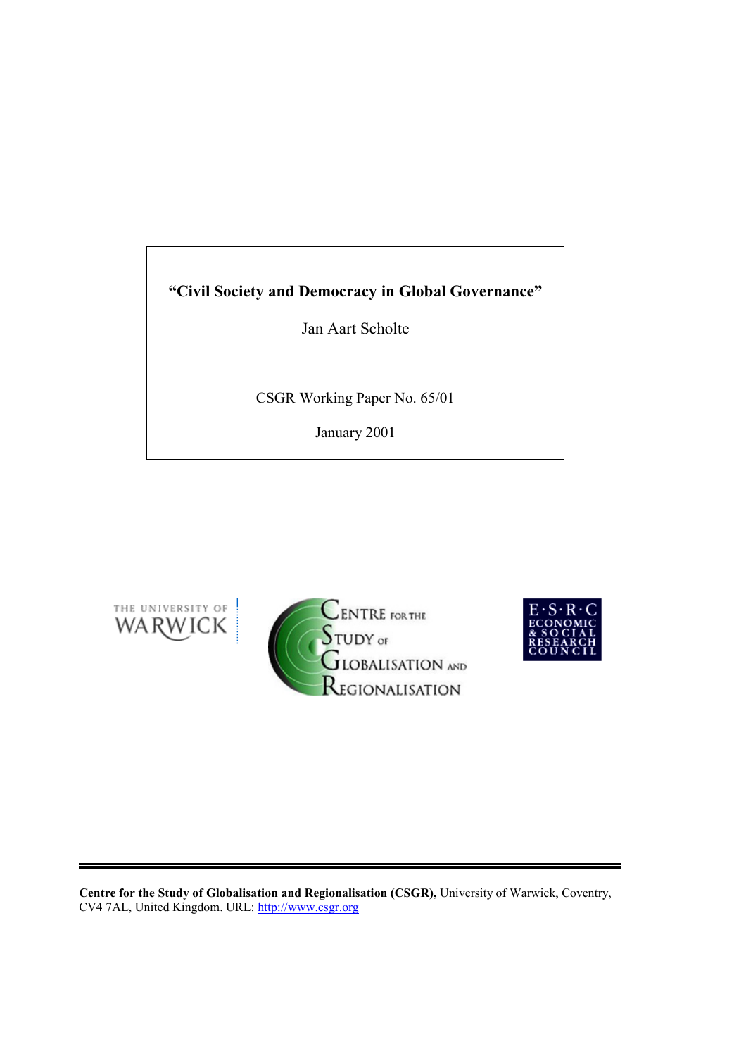**"Civil Society and Democracy in Global Governance"**

Jan Aart Scholte

CSGR Working Paper No. 65/01

January 2001

**Centre for the Study of Globalisation and Regionalisation (CSGR),** University of Warwick, Coventry, CV4 7AL, United Kingdom. URL: http://www.csgr.org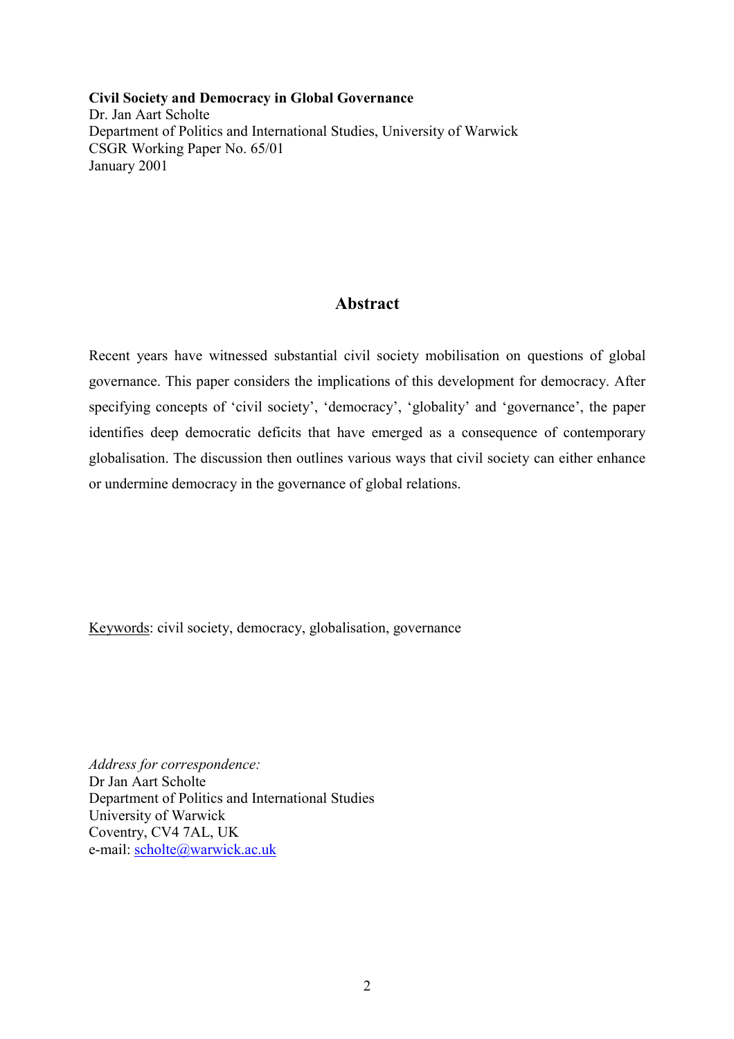**Civil Society and Democracy in Global Governance**
Dr. Jan Aart Scholte
Department of Politics and International Studies, University of Warwick
CSGR Working Paper No. 65/01
January 2001

## Abstract

Recent years have witnessed substantial civil society mobilisation on questions of global governance. This paper considers the implications of this development for democracy. After specifying concepts of 'civil society', 'democracy', 'globality' and 'governance', the paper identifies deep democratic deficits that have emerged as a consequence of contemporary globalisation. The discussion then outlines various ways that civil society can either enhance or undermine democracy in the governance of global relations.

Keywords: civil society, democracy, globalisation, governance

*Address for correspondence:*
Dr Jan Aart Scholte
Department of Politics and International Studies
University of Warwick
Coventry, CV4 7AL, UK
e-mail: scholte@warwick.ac.uk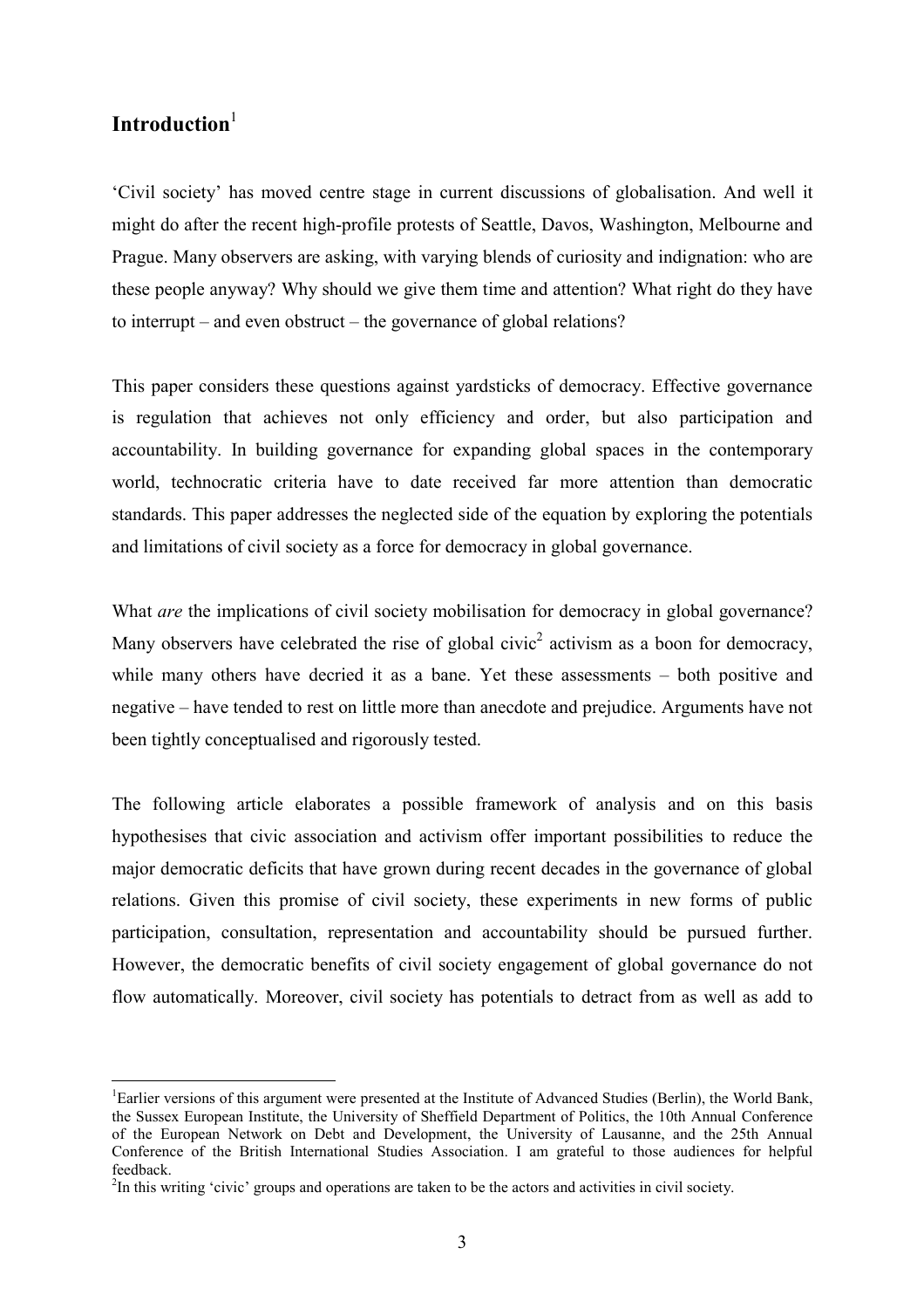# Introduction[1]

'Civil society' has moved centre stage in current discussions of globalisation. And well it might do after the recent high-profile protests of Seattle, Davos, Washington, Melbourne and Prague. Many observers are asking, with varying blends of curiosity and indignation: who are these people anyway? Why should we give them time and attention? What right do they have to interrupt – and even obstruct – the governance of global relations?

This paper considers these questions against yardsticks of democracy. Effective governance is regulation that achieves not only efficiency and order, but also participation and accountability. In building governance for expanding global spaces in the contemporary world, technocratic criteria have to date received far more attention than democratic standards. This paper addresses the neglected side of the equation by exploring the potentials and limitations of civil society as a force for democracy in global governance.

What *are* the implications of civil society mobilisation for democracy in global governance? Many observers have celebrated the rise of global civic[2] activism as a boon for democracy, while many others have decried it as a bane. Yet these assessments – both positive and negative – have tended to rest on little more than anecdote and prejudice. Arguments have not been tightly conceptualised and rigorously tested.

The following article elaborates a possible framework of analysis and on this basis hypothesises that civic association and activism offer important possibilities to reduce the major democratic deficits that have grown during recent decades in the governance of global relations. Given this promise of civil society, these experiments in new forms of public participation, consultation, representation and accountability should be pursued further. However, the democratic benefits of civil society engagement of global governance do not flow automatically. Moreover, civil society has potentials to detract from as well as add to

---

[1] Earlier versions of this argument were presented at the Institute of Advanced Studies (Berlin), the World Bank, the Sussex European Institute, the University of Sheffield Department of Politics, the 10th Annual Conference of the European Network on Debt and Development, the University of Lausanne, and the 25th Annual Conference of the British International Studies Association. I am grateful to those audiences for helpful feedback.

[2] In this writing 'civic' groups and operations are taken to be the actors and activities in civil society.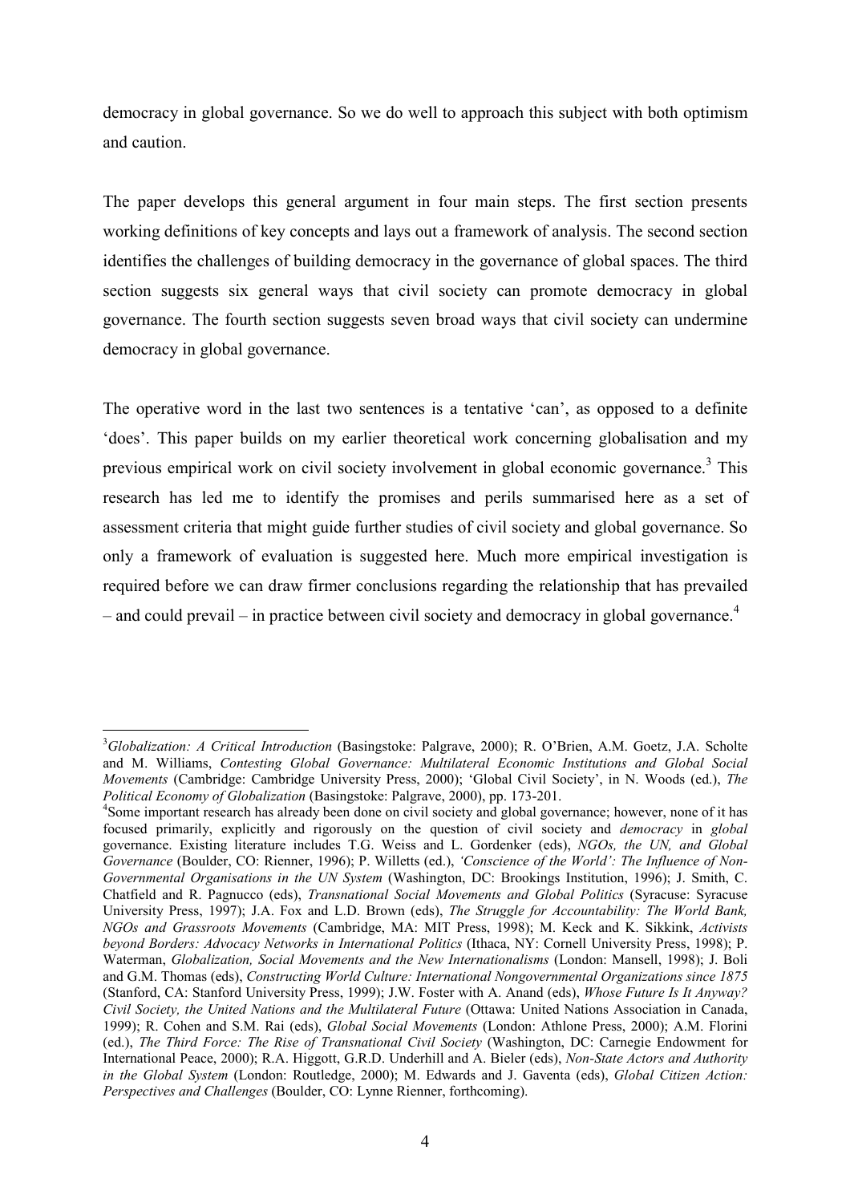democracy in global governance. So we do well to approach this subject with both optimism and caution.

The paper develops this general argument in four main steps. The first section presents working definitions of key concepts and lays out a framework of analysis. The second section identifies the challenges of building democracy in the governance of global spaces. The third section suggests six general ways that civil society can promote democracy in global governance. The fourth section suggests seven broad ways that civil society can undermine democracy in global governance.

The operative word in the last two sentences is a tentative 'can', as opposed to a definite 'does'. This paper builds on my earlier theoretical work concerning globalisation and my previous empirical work on civil society involvement in global economic governance.[3] This research has led me to identify the promises and perils summarised here as a set of assessment criteria that might guide further studies of civil society and global governance. So only a framework of evaluation is suggested here. Much more empirical investigation is required before we can draw firmer conclusions regarding the relationship that has prevailed – and could prevail – in practice between civil society and democracy in global governance.[4]

---

[3] *Globalization: A Critical Introduction* (Basingstoke: Palgrave, 2000); R. O'Brien, A.M. Goetz, J.A. Scholte and M. Williams, *Contesting Global Governance: Multilateral Economic Institutions and Global Social Movements* (Cambridge: Cambridge University Press, 2000); 'Global Civil Society', in N. Woods (ed.), *The Political Economy of Globalization* (Basingstoke: Palgrave, 2000), pp. 173-201.

[4] Some important research has already been done on civil society and global governance; however, none of it has focused primarily, explicitly and rigorously on the question of civil society and *democracy* in *global* governance. Existing literature includes T.G. Weiss and L. Gordenker (eds), *NGOs, the UN, and Global Governance* (Boulder, CO: Rienner, 1996); P. Willetts (ed.), *'Conscience of the World': The Influence of Non-Governmental Organisations in the UN System* (Washington, DC: Brookings Institution, 1996); J. Smith, C. Chatfield and R. Pagnucco (eds), *Transnational Social Movements and Global Politics* (Syracuse: Syracuse University Press, 1997); J.A. Fox and L.D. Brown (eds), *The Struggle for Accountability: The World Bank, NGOs and Grassroots Movements* (Cambridge, MA: MIT Press, 1998); M. Keck and K. Sikkink, *Activists beyond Borders: Advocacy Networks in International Politics* (Ithaca, NY: Cornell University Press, 1998); P. Waterman, *Globalization, Social Movements and the New Internationalisms* (London: Mansell, 1998); J. Boli and G.M. Thomas (eds), *Constructing World Culture: International Nongovernmental Organizations since 1875* (Stanford, CA: Stanford University Press, 1999); J.W. Foster with A. Anand (eds), *Whose Future Is It Anyway? Civil Society, the United Nations and the Multilateral Future* (Ottawa: United Nations Association in Canada, 1999); R. Cohen and S.M. Rai (eds), *Global Social Movements* (London: Athlone Press, 2000); A.M. Florini (ed.), *The Third Force: The Rise of Transnational Civil Society* (Washington, DC: Carnegie Endowment for International Peace, 2000); R.A. Higgott, G.R.D. Underhill and A. Bieler (eds), *Non-State Actors and Authority in the Global System* (London: Routledge, 2000); M. Edwards and J. Gaventa (eds), *Global Citizen Action: Perspectives and Challenges* (Boulder, CO: Lynne Rienner, forthcoming).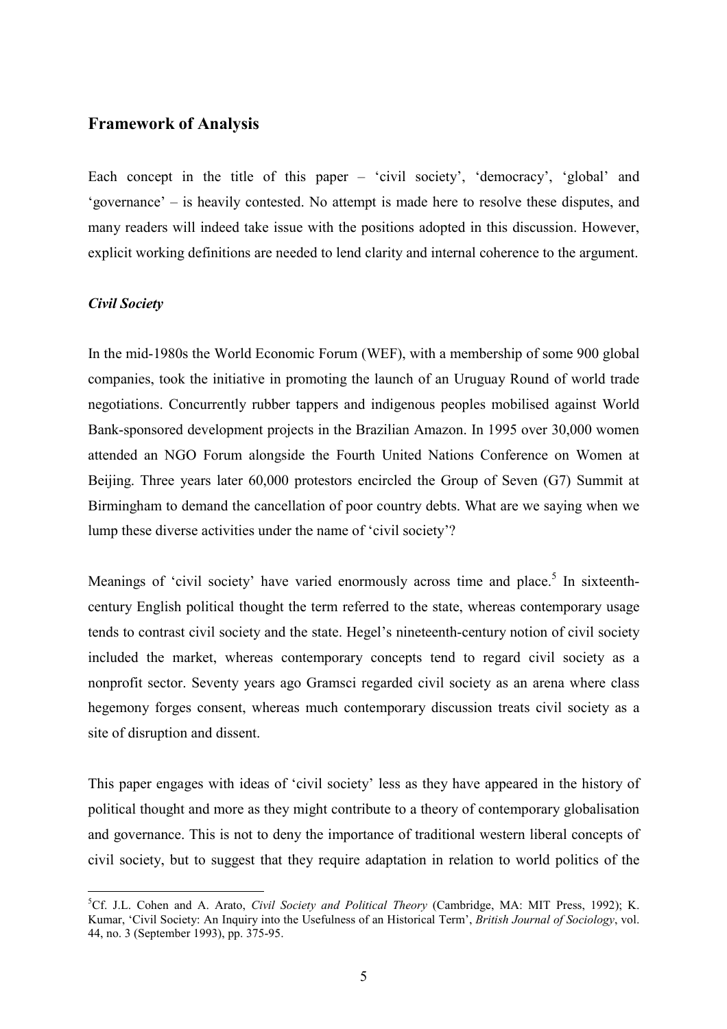## Framework of Analysis

Each concept in the title of this paper – 'civil society', 'democracy', 'global' and 'governance' – is heavily contested. No attempt is made here to resolve these disputes, and many readers will indeed take issue with the positions adopted in this discussion. However, explicit working definitions are needed to lend clarity and internal coherence to the argument.

### *Civil Society*

In the mid-1980s the World Economic Forum (WEF), with a membership of some 900 global companies, took the initiative in promoting the launch of an Uruguay Round of world trade negotiations. Concurrently rubber tappers and indigenous peoples mobilised against World Bank-sponsored development projects in the Brazilian Amazon. In 1995 over 30,000 women attended an NGO Forum alongside the Fourth United Nations Conference on Women at Beijing. Three years later 60,000 protestors encircled the Group of Seven (G7) Summit at Birmingham to demand the cancellation of poor country debts. What are we saying when we lump these diverse activities under the name of 'civil society'?

Meanings of 'civil society' have varied enormously across time and place.[5] In sixteenth-century English political thought the term referred to the state, whereas contemporary usage tends to contrast civil society and the state. Hegel's nineteenth-century notion of civil society included the market, whereas contemporary concepts tend to regard civil society as a nonprofit sector. Seventy years ago Gramsci regarded civil society as an arena where class hegemony forges consent, whereas much contemporary discussion treats civil society as a site of disruption and dissent.

This paper engages with ideas of 'civil society' less as they have appeared in the history of political thought and more as they might contribute to a theory of contemporary globalisation and governance. This is not to deny the importance of traditional western liberal concepts of civil society, but to suggest that they require adaptation in relation to world politics of the

---

[5] Cf. J.L. Cohen and A. Arato, *Civil Society and Political Theory* (Cambridge, MA: MIT Press, 1992); K. Kumar, 'Civil Society: An Inquiry into the Usefulness of an Historical Term', *British Journal of Sociology*, vol. 44, no. 3 (September 1993), pp. 375-95.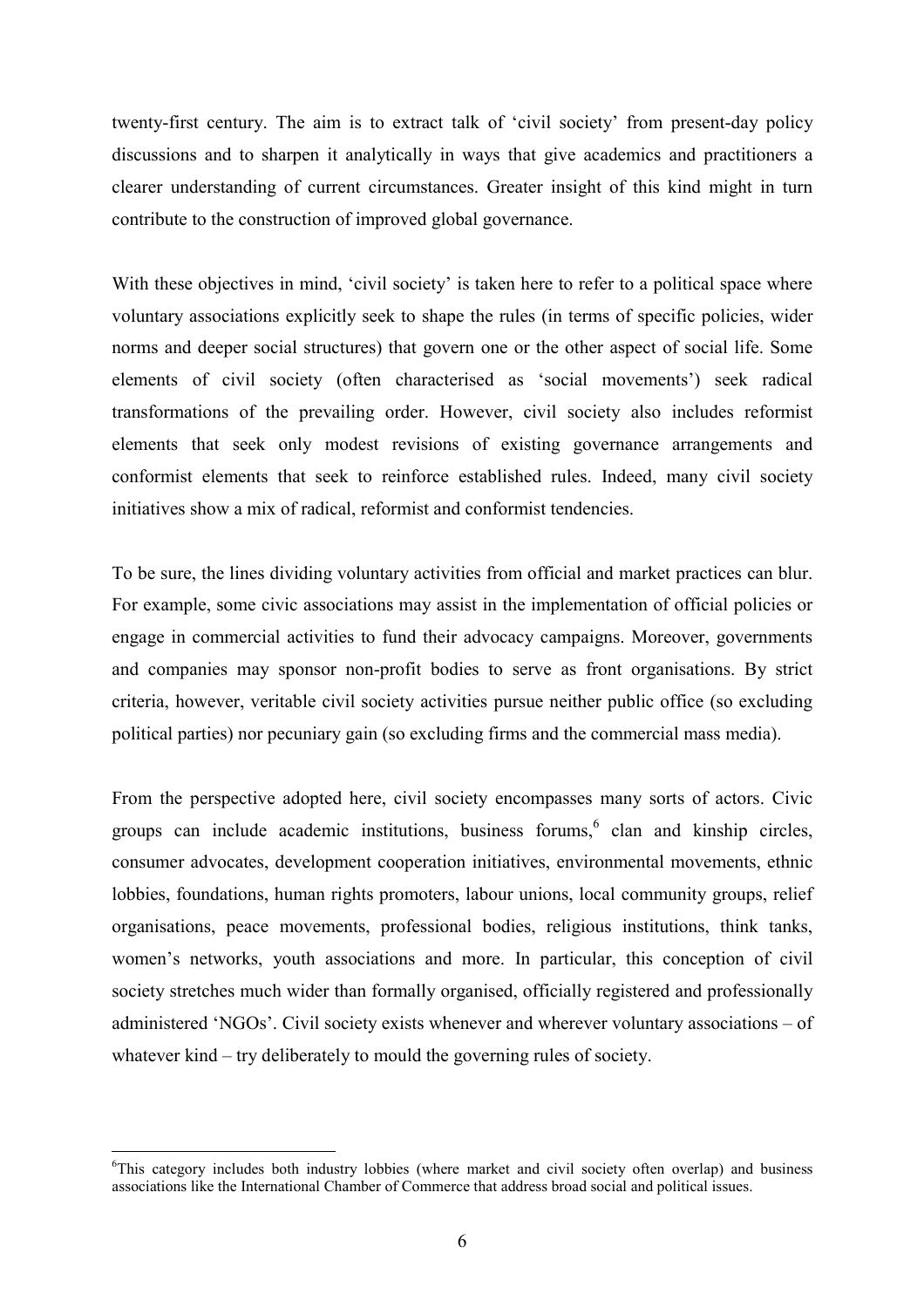twenty-first century. The aim is to extract talk of 'civil society' from present-day policy discussions and to sharpen it analytically in ways that give academics and practitioners a clearer understanding of current circumstances. Greater insight of this kind might in turn contribute to the construction of improved global governance.

With these objectives in mind, 'civil society' is taken here to refer to a political space where voluntary associations explicitly seek to shape the rules (in terms of specific policies, wider norms and deeper social structures) that govern one or the other aspect of social life. Some elements of civil society (often characterised as 'social movements') seek radical transformations of the prevailing order. However, civil society also includes reformist elements that seek only modest revisions of existing governance arrangements and conformist elements that seek to reinforce established rules. Indeed, many civil society initiatives show a mix of radical, reformist and conformist tendencies.

To be sure, the lines dividing voluntary activities from official and market practices can blur. For example, some civic associations may assist in the implementation of official policies or engage in commercial activities to fund their advocacy campaigns. Moreover, governments and companies may sponsor non-profit bodies to serve as front organisations. By strict criteria, however, veritable civil society activities pursue neither public office (so excluding political parties) nor pecuniary gain (so excluding firms and the commercial mass media).

From the perspective adopted here, civil society encompasses many sorts of actors. Civic groups can include academic institutions, business forums,[6] clan and kinship circles, consumer advocates, development cooperation initiatives, environmental movements, ethnic lobbies, foundations, human rights promoters, labour unions, local community groups, relief organisations, peace movements, professional bodies, religious institutions, think tanks, women's networks, youth associations and more. In particular, this conception of civil society stretches much wider than formally organised, officially registered and professionally administered 'NGOs'. Civil society exists whenever and wherever voluntary associations – of whatever kind – try deliberately to mould the governing rules of society.

---

[6]This category includes both industry lobbies (where market and civil society often overlap) and business associations like the International Chamber of Commerce that address broad social and political issues.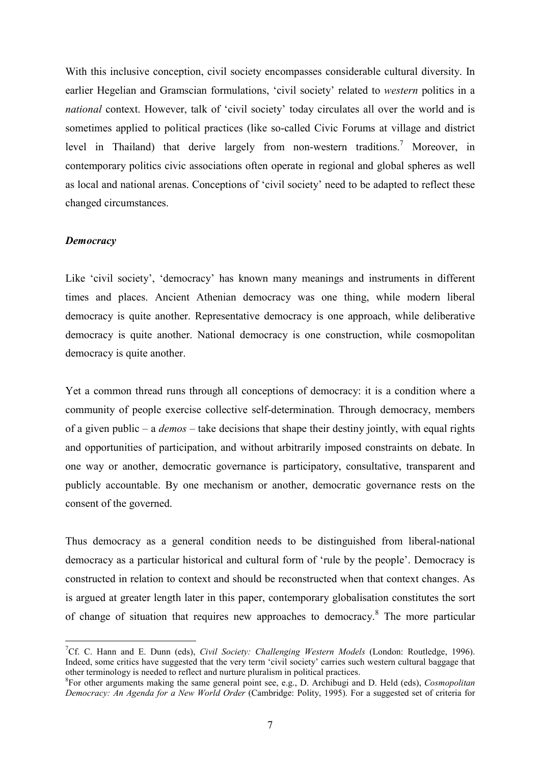With this inclusive conception, civil society encompasses considerable cultural diversity. In earlier Hegelian and Gramscian formulations, 'civil society' related to *western* politics in a *national* context. However, talk of 'civil society' today circulates all over the world and is sometimes applied to political practices (like so-called Civic Forums at village and district level in Thailand) that derive largely from non-western traditions.[7] Moreover, in contemporary politics civic associations often operate in regional and global spheres as well as local and national arenas. Conceptions of 'civil society' need to be adapted to reflect these changed circumstances.

### *Democracy*

Like 'civil society', 'democracy' has known many meanings and instruments in different times and places. Ancient Athenian democracy was one thing, while modern liberal democracy is quite another. Representative democracy is one approach, while deliberative democracy is quite another. National democracy is one construction, while cosmopolitan democracy is quite another.

Yet a common thread runs through all conceptions of democracy: it is a condition where a community of people exercise collective self-determination. Through democracy, members of a given public – a *demos* – take decisions that shape their destiny jointly, with equal rights and opportunities of participation, and without arbitrarily imposed constraints on debate. In one way or another, democratic governance is participatory, consultative, transparent and publicly accountable. By one mechanism or another, democratic governance rests on the consent of the governed.

Thus democracy as a general condition needs to be distinguished from liberal-national democracy as a particular historical and cultural form of 'rule by the people'. Democracy is constructed in relation to context and should be reconstructed when that context changes. As is argued at greater length later in this paper, contemporary globalisation constitutes the sort of change of situation that requires new approaches to democracy.[8] The more particular

---

[7] Cf. C. Hann and E. Dunn (eds), *Civil Society: Challenging Western Models* (London: Routledge, 1996). Indeed, some critics have suggested that the very term 'civil society' carries such western cultural baggage that other terminology is needed to reflect and nurture pluralism in political practices.

[8] For other arguments making the same general point see, e.g., D. Archibugi and D. Held (eds), *Cosmopolitan Democracy: An Agenda for a New World Order* (Cambridge: Polity, 1995). For a suggested set of criteria for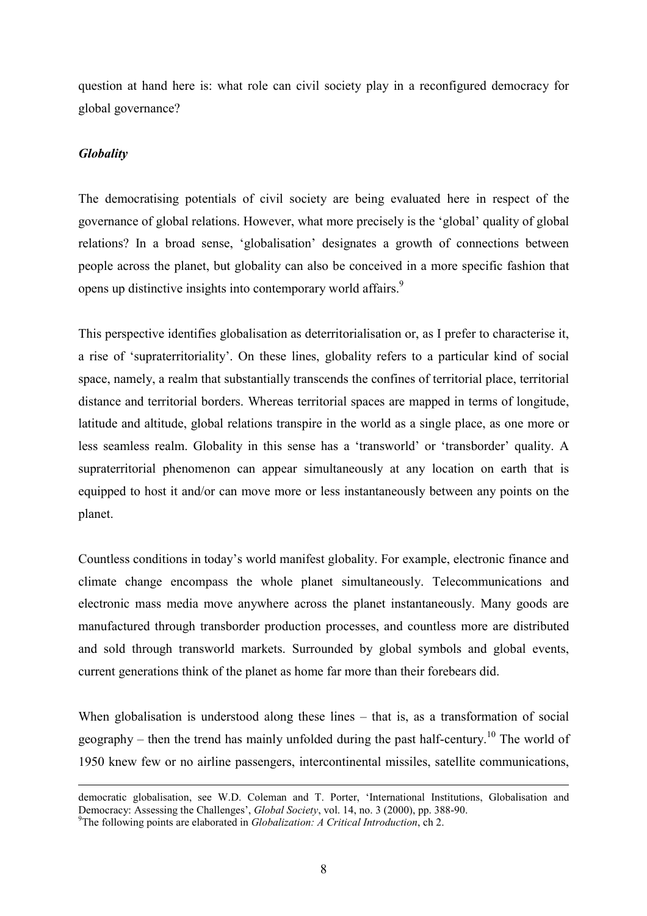question at hand here is: what role can civil society play in a reconfigured democracy for global governance?

### *Globality*

The democratising potentials of civil society are being evaluated here in respect of the governance of global relations. However, what more precisely is the 'global' quality of global relations? In a broad sense, 'globalisation' designates a growth of connections between people across the planet, but globality can also be conceived in a more specific fashion that opens up distinctive insights into contemporary world affairs.[9]

This perspective identifies globalisation as deterritorialisation or, as I prefer to characterise it, a rise of 'supraterritoriality'. On these lines, globality refers to a particular kind of social space, namely, a realm that substantially transcends the confines of territorial place, territorial distance and territorial borders. Whereas territorial spaces are mapped in terms of longitude, latitude and altitude, global relations transpire in the world as a single place, as one more or less seamless realm. Globality in this sense has a 'transworld' or 'transborder' quality. A supraterritorial phenomenon can appear simultaneously at any location on earth that is equipped to host it and/or can move more or less instantaneously between any points on the planet.

Countless conditions in today's world manifest globality. For example, electronic finance and climate change encompass the whole planet simultaneously. Telecommunications and electronic mass media move anywhere across the planet instantaneously. Many goods are manufactured through transborder production processes, and countless more are distributed and sold through transworld markets. Surrounded by global symbols and global events, current generations think of the planet as home far more than their forebears did.

When globalisation is understood along these lines – that is, as a transformation of social geography – then the trend has mainly unfolded during the past half-century.[10] The world of 1950 knew few or no airline passengers, intercontinental missiles, satellite communications,

---

democratic globalisation, see W.D. Coleman and T. Porter, 'International Institutions, Globalisation and Democracy: Assessing the Challenges', *Global Society*, vol. 14, no. 3 (2000), pp. 388-90.

[9] The following points are elaborated in *Globalization: A Critical Introduction*, ch 2.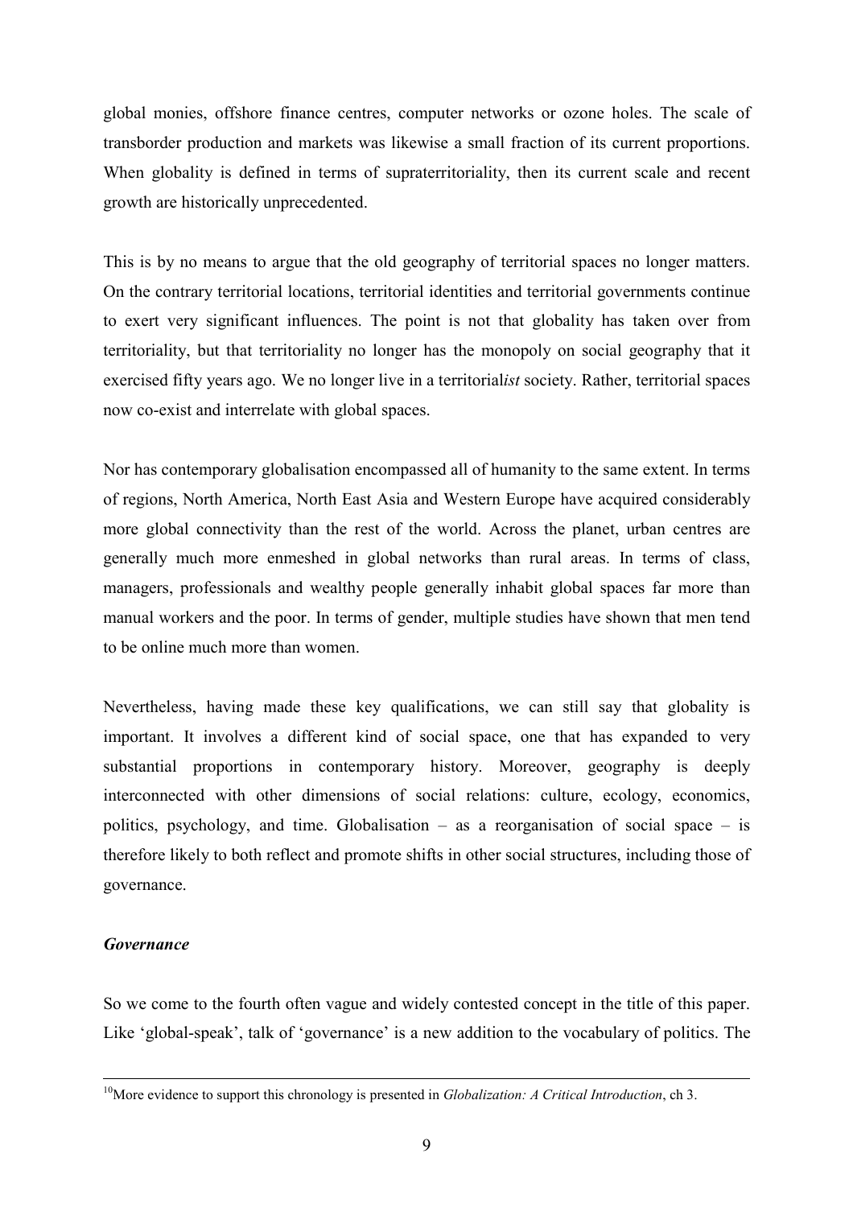global monies, offshore finance centres, computer networks or ozone holes. The scale of transborder production and markets was likewise a small fraction of its current proportions. When globality is defined in terms of supraterritoriality, then its current scale and recent growth are historically unprecedented.

This is by no means to argue that the old geography of territorial spaces no longer matters. On the contrary territorial locations, territorial identities and territorial governments continue to exert very significant influences. The point is not that globality has taken over from territoriality, but that territoriality no longer has the monopoly on social geography that it exercised fifty years ago. We no longer live in a territorial*ist* society. Rather, territorial spaces now co-exist and interrelate with global spaces.

Nor has contemporary globalisation encompassed all of humanity to the same extent. In terms of regions, North America, North East Asia and Western Europe have acquired considerably more global connectivity than the rest of the world. Across the planet, urban centres are generally much more enmeshed in global networks than rural areas. In terms of class, managers, professionals and wealthy people generally inhabit global spaces far more than manual workers and the poor. In terms of gender, multiple studies have shown that men tend to be online much more than women.

Nevertheless, having made these key qualifications, we can still say that globality is important. It involves a different kind of social space, one that has expanded to very substantial proportions in contemporary history. Moreover, geography is deeply interconnected with other dimensions of social relations: culture, ecology, economics, politics, psychology, and time. Globalisation – as a reorganisation of social space – is therefore likely to both reflect and promote shifts in other social structures, including those of governance.

### *Governance*

So we come to the fourth often vague and widely contested concept in the title of this paper. Like 'global-speak', talk of 'governance' is a new addition to the vocabulary of politics. The

---

[10]More evidence to support this chronology is presented in *Globalization: A Critical Introduction*, ch 3.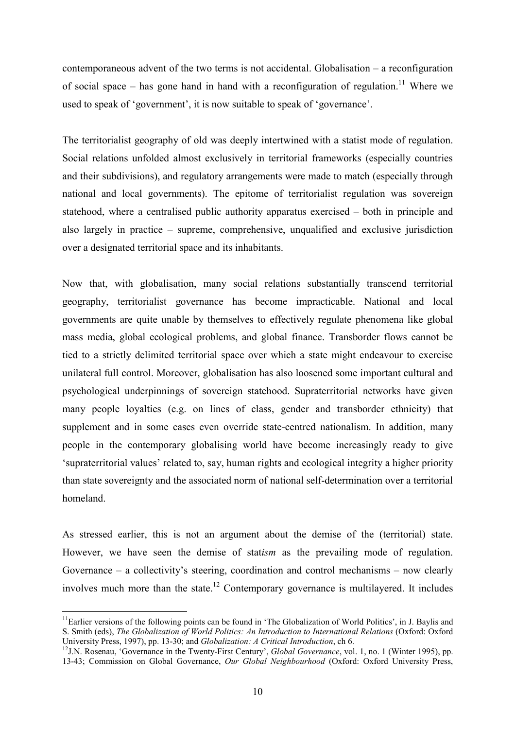contemporaneous advent of the two terms is not accidental. Globalisation – a reconfiguration of social space – has gone hand in hand with a reconfiguration of regulation.[11] Where we used to speak of 'government', it is now suitable to speak of 'governance'.

The territorialist geography of old was deeply intertwined with a statist mode of regulation. Social relations unfolded almost exclusively in territorial frameworks (especially countries and their subdivisions), and regulatory arrangements were made to match (especially through national and local governments). The epitome of territorialist regulation was sovereign statehood, where a centralised public authority apparatus exercised – both in principle and also largely in practice – supreme, comprehensive, unqualified and exclusive jurisdiction over a designated territorial space and its inhabitants.

Now that, with globalisation, many social relations substantially transcend territorial geography, territorialist governance has become impracticable. National and local governments are quite unable by themselves to effectively regulate phenomena like global mass media, global ecological problems, and global finance. Transborder flows cannot be tied to a strictly delimited territorial space over which a state might endeavour to exercise unilateral full control. Moreover, globalisation has also loosened some important cultural and psychological underpinnings of sovereign statehood. Supraterritorial networks have given many people loyalties (e.g. on lines of class, gender and transborder ethnicity) that supplement and in some cases even override state-centred nationalism. In addition, many people in the contemporary globalising world have become increasingly ready to give 'supraterritorial values' related to, say, human rights and ecological integrity a higher priority than state sovereignty and the associated norm of national self-determination over a territorial homeland.

As stressed earlier, this is not an argument about the demise of the (territorial) state. However, we have seen the demise of stat*ism* as the prevailing mode of regulation. Governance – a collectivity's steering, coordination and control mechanisms – now clearly involves much more than the state.[12] Contemporary governance is multilayered. It includes

---

[11] Earlier versions of the following points can be found in 'The Globalization of World Politics', in J. Baylis and S. Smith (eds), *The Globalization of World Politics: An Introduction to International Relations* (Oxford: Oxford University Press, 1997), pp. 13-30; and *Globalization: A Critical Introduction*, ch 6.

[12] J.N. Rosenau, 'Governance in the Twenty-First Century', *Global Governance*, vol. 1, no. 1 (Winter 1995), pp. 13-43; Commission on Global Governance, *Our Global Neighbourhood* (Oxford: Oxford University Press,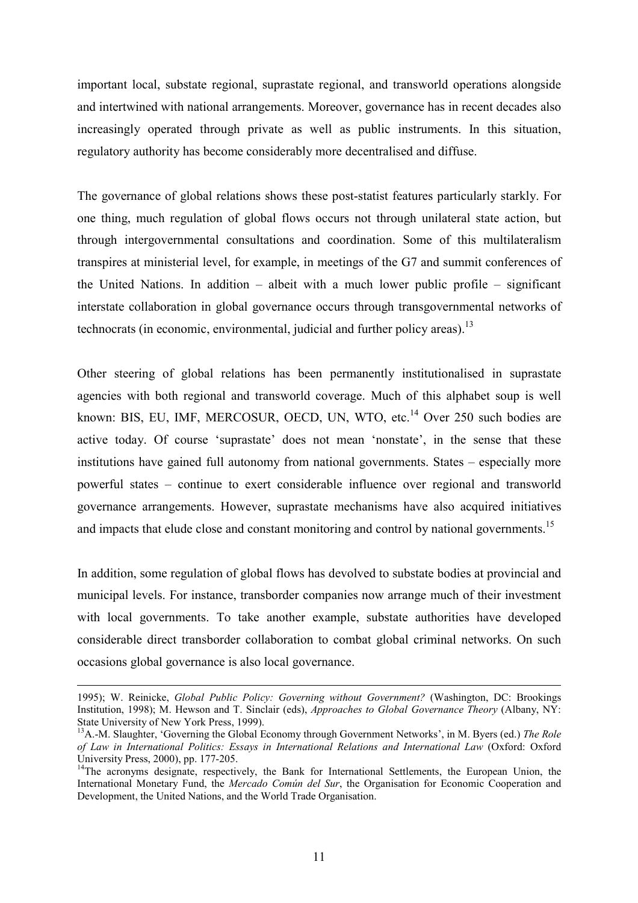important local, substate regional, suprastate regional, and transworld operations alongside and intertwined with national arrangements. Moreover, governance has in recent decades also increasingly operated through private as well as public instruments. In this situation, regulatory authority has become considerably more decentralised and diffuse.

The governance of global relations shows these post-statist features particularly starkly. For one thing, much regulation of global flows occurs not through unilateral state action, but through intergovernmental consultations and coordination. Some of this multilateralism transpires at ministerial level, for example, in meetings of the G7 and summit conferences of the United Nations. In addition – albeit with a much lower public profile – significant interstate collaboration in global governance occurs through transgovernmental networks of technocrats (in economic, environmental, judicial and further policy areas).[13]

Other steering of global relations has been permanently institutionalised in suprastate agencies with both regional and transworld coverage. Much of this alphabet soup is well known: BIS, EU, IMF, MERCOSUR, OECD, UN, WTO, etc.[14] Over 250 such bodies are active today. Of course 'suprastate' does not mean 'nonstate', in the sense that these institutions have gained full autonomy from national governments. States – especially more powerful states – continue to exert considerable influence over regional and transworld governance arrangements. However, suprastate mechanisms have also acquired initiatives and impacts that elude close and constant monitoring and control by national governments.[15]

In addition, some regulation of global flows has devolved to substate bodies at provincial and municipal levels. For instance, transborder companies now arrange much of their investment with local governments. To take another example, substate authorities have developed considerable direct transborder collaboration to combat global criminal networks. On such occasions global governance is also local governance.

---

1995); W. Reinicke, *Global Public Policy: Governing without Government?* (Washington, DC: Brookings Institution, 1998); M. Hewson and T. Sinclair (eds), *Approaches to Global Governance Theory* (Albany, NY: State University of New York Press, 1999).

[13] A.-M. Slaughter, 'Governing the Global Economy through Government Networks', in M. Byers (ed.) *The Role of Law in International Politics: Essays in International Relations and International Law* (Oxford: Oxford University Press, 2000), pp. 177-205.

[14] The acronyms designate, respectively, the Bank for International Settlements, the European Union, the International Monetary Fund, the *Mercado Común del Sur*, the Organisation for Economic Cooperation and Development, the United Nations, and the World Trade Organisation.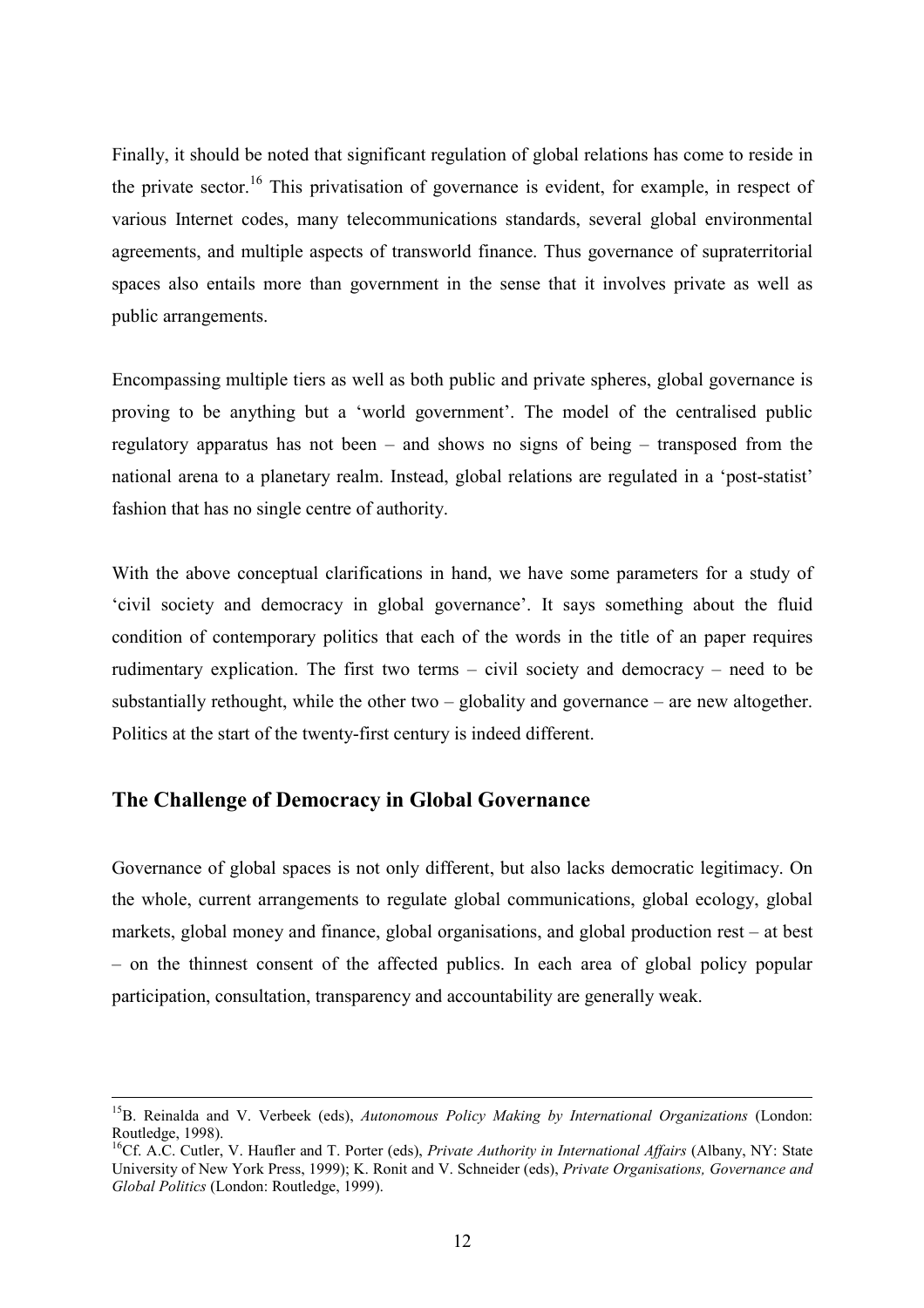Finally, it should be noted that significant regulation of global relations has come to reside in the private sector.[16] This privatisation of governance is evident, for example, in respect of various Internet codes, many telecommunications standards, several global environmental agreements, and multiple aspects of transworld finance. Thus governance of supraterritorial spaces also entails more than government in the sense that it involves private as well as public arrangements.

Encompassing multiple tiers as well as both public and private spheres, global governance is proving to be anything but a 'world government'. The model of the centralised public regulatory apparatus has not been – and shows no signs of being – transposed from the national arena to a planetary realm. Instead, global relations are regulated in a 'post-statist' fashion that has no single centre of authority.

With the above conceptual clarifications in hand, we have some parameters for a study of 'civil society and democracy in global governance'. It says something about the fluid condition of contemporary politics that each of the words in the title of an paper requires rudimentary explication. The first two terms – civil society and democracy – need to be substantially rethought, while the other two – globality and governance – are new altogether. Politics at the start of the twenty-first century is indeed different.

## The Challenge of Democracy in Global Governance

Governance of global spaces is not only different, but also lacks democratic legitimacy. On the whole, current arrangements to regulate global communications, global ecology, global markets, global money and finance, global organisations, and global production rest – at best – on the thinnest consent of the affected publics. In each area of global policy popular participation, consultation, transparency and accountability are generally weak.

---

[15] B. Reinalda and V. Verbeek (eds), *Autonomous Policy Making by International Organizations* (London: Routledge, 1998).

[16] Cf. A.C. Cutler, V. Haufler and T. Porter (eds), *Private Authority in International Affairs* (Albany, NY: State University of New York Press, 1999); K. Ronit and V. Schneider (eds), *Private Organisations, Governance and Global Politics* (London: Routledge, 1999).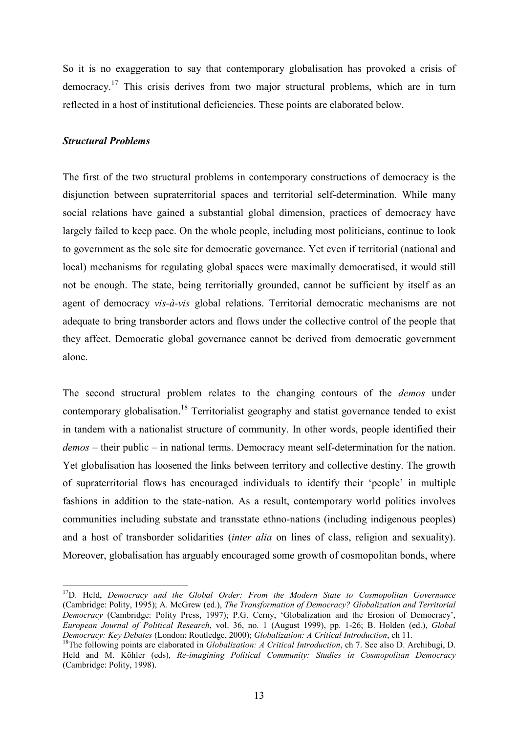So it is no exaggeration to say that contemporary globalisation has provoked a crisis of democracy.[17] This crisis derives from two major structural problems, which are in turn reflected in a host of institutional deficiencies. These points are elaborated below.

***Structural Problems***

The first of the two structural problems in contemporary constructions of democracy is the disjunction between supraterritorial spaces and territorial self-determination. While many social relations have gained a substantial global dimension, practices of democracy have largely failed to keep pace. On the whole people, including most politicians, continue to look to government as the sole site for democratic governance. Yet even if territorial (national and local) mechanisms for regulating global spaces were maximally democratised, it would still not be enough. The state, being territorially grounded, cannot be sufficient by itself as an agent of democracy *vis-à-vis* global relations. Territorial democratic mechanisms are not adequate to bring transborder actors and flows under the collective control of the people that they affect. Democratic global governance cannot be derived from democratic government alone.

The second structural problem relates to the changing contours of the *demos* under contemporary globalisation.[18] Territorialist geography and statist governance tended to exist in tandem with a nationalist structure of community. In other words, people identified their *demos* – their public – in national terms. Democracy meant self-determination for the nation. Yet globalisation has loosened the links between territory and collective destiny. The growth of supraterritorial flows has encouraged individuals to identify their 'people' in multiple fashions in addition to the state-nation. As a result, contemporary world politics involves communities including substate and transstate ethno-nations (including indigenous peoples) and a host of transborder solidarities (*inter alia* on lines of class, religion and sexuality). Moreover, globalisation has arguably encouraged some growth of cosmopolitan bonds, where

---

[17] D. Held, *Democracy and the Global Order: From the Modern State to Cosmopolitan Governance* (Cambridge: Polity, 1995); A. McGrew (ed.), *The Transformation of Democracy? Globalization and Territorial Democracy* (Cambridge: Polity Press, 1997); P.G. Cerny, 'Globalization and the Erosion of Democracy', *European Journal of Political Research*, vol. 36, no. 1 (August 1999), pp. 1-26; B. Holden (ed.), *Global Democracy: Key Debates* (London: Routledge, 2000); *Globalization: A Critical Introduction*, ch 11.

[18] The following points are elaborated in *Globalization: A Critical Introduction*, ch 7. See also D. Archibugi, D. Held and M. Köhler (eds), *Re-imagining Political Community: Studies in Cosmopolitan Democracy* (Cambridge: Polity, 1998).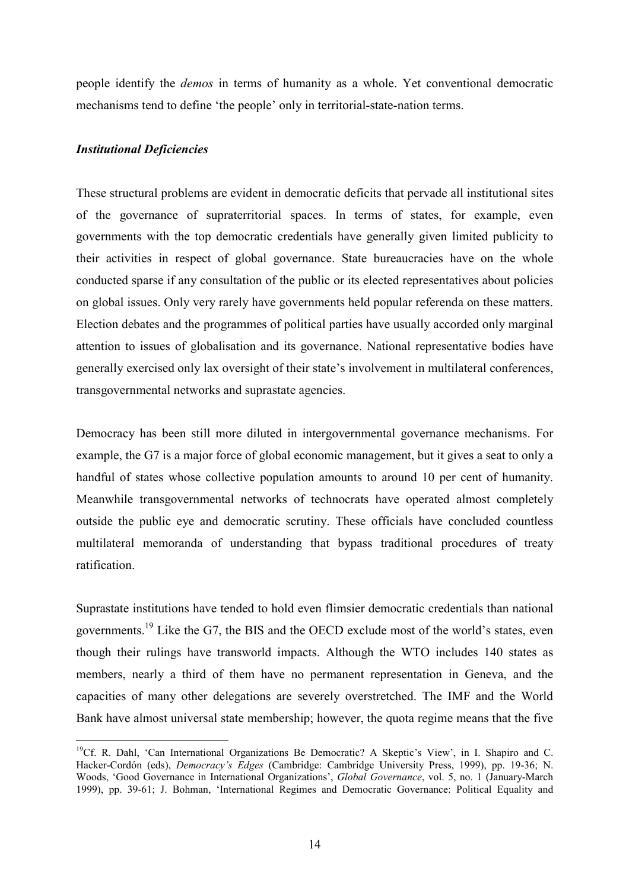people identify the *demos* in terms of humanity as a whole. Yet conventional democratic mechanisms tend to define 'the people' only in territorial-state-nation terms.

### *Institutional Deficiencies*

These structural problems are evident in democratic deficits that pervade all institutional sites of the governance of supraterritorial spaces. In terms of states, for example, even governments with the top democratic credentials have generally given limited publicity to their activities in respect of global governance. State bureaucracies have on the whole conducted sparse if any consultation of the public or its elected representatives about policies on global issues. Only very rarely have governments held popular referenda on these matters. Election debates and the programmes of political parties have usually accorded only marginal attention to issues of globalisation and its governance. National representative bodies have generally exercised only lax oversight of their state's involvement in multilateral conferences, transgovernmental networks and suprastate agencies.

Democracy has been still more diluted in intergovernmental governance mechanisms. For example, the G7 is a major force of global economic management, but it gives a seat to only a handful of states whose collective population amounts to around 10 per cent of humanity. Meanwhile transgovernmental networks of technocrats have operated almost completely outside the public eye and democratic scrutiny. These officials have concluded countless multilateral memoranda of understanding that bypass traditional procedures of treaty ratification.

Suprastate institutions have tended to hold even flimsier democratic credentials than national governments.[19] Like the G7, the BIS and the OECD exclude most of the world's states, even though their rulings have transworld impacts. Although the WTO includes 140 states as members, nearly a third of them have no permanent representation in Geneva, and the capacities of many other delegations are severely overstretched. The IMF and the World Bank have almost universal state membership; however, the quota regime means that the five

---

[19]Cf. R. Dahl, 'Can International Organizations Be Democratic? A Skeptic's View', in I. Shapiro and C. Hacker-Cordón (eds), *Democracy's Edges* (Cambridge: Cambridge University Press, 1999), pp. 19-36; N. Woods, 'Good Governance in International Organizations', *Global Governance*, vol. 5, no. 1 (January-March 1999), pp. 39-61; J. Bohman, 'International Regimes and Democratic Governance: Political Equality and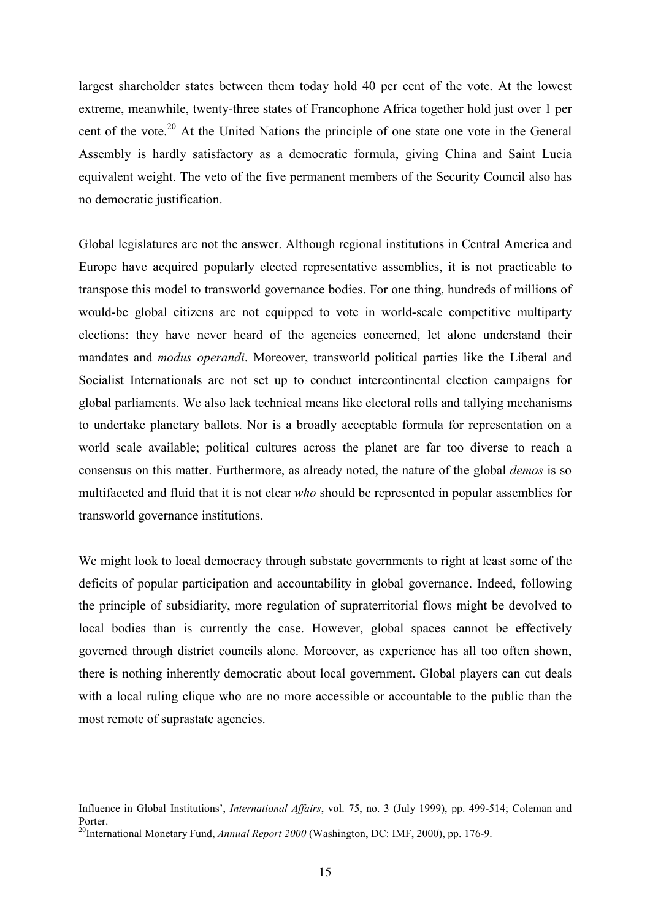largest shareholder states between them today hold 40 per cent of the vote. At the lowest extreme, meanwhile, twenty-three states of Francophone Africa together hold just over 1 per cent of the vote.[20] At the United Nations the principle of one state one vote in the General Assembly is hardly satisfactory as a democratic formula, giving China and Saint Lucia equivalent weight. The veto of the five permanent members of the Security Council also has no democratic justification.

Global legislatures are not the answer. Although regional institutions in Central America and Europe have acquired popularly elected representative assemblies, it is not practicable to transpose this model to transworld governance bodies. For one thing, hundreds of millions of would-be global citizens are not equipped to vote in world-scale competitive multiparty elections: they have never heard of the agencies concerned, let alone understand their mandates and *modus operandi*. Moreover, transworld political parties like the Liberal and Socialist Internationals are not set up to conduct intercontinental election campaigns for global parliaments. We also lack technical means like electoral rolls and tallying mechanisms to undertake planetary ballots. Nor is a broadly acceptable formula for representation on a world scale available; political cultures across the planet are far too diverse to reach a consensus on this matter. Furthermore, as already noted, the nature of the global *demos* is so multifaceted and fluid that it is not clear *who* should be represented in popular assemblies for transworld governance institutions.

We might look to local democracy through substate governments to right at least some of the deficits of popular participation and accountability in global governance. Indeed, following the principle of subsidiarity, more regulation of supraterritorial flows might be devolved to local bodies than is currently the case. However, global spaces cannot be effectively governed through district councils alone. Moreover, as experience has all too often shown, there is nothing inherently democratic about local government. Global players can cut deals with a local ruling clique who are no more accessible or accountable to the public than the most remote of suprastate agencies.

---

Influence in Global Institutions', *International Affairs*, vol. 75, no. 3 (July 1999), pp. 499-514; Coleman and Porter.

[20] International Monetary Fund, *Annual Report 2000* (Washington, DC: IMF, 2000), pp. 176-9.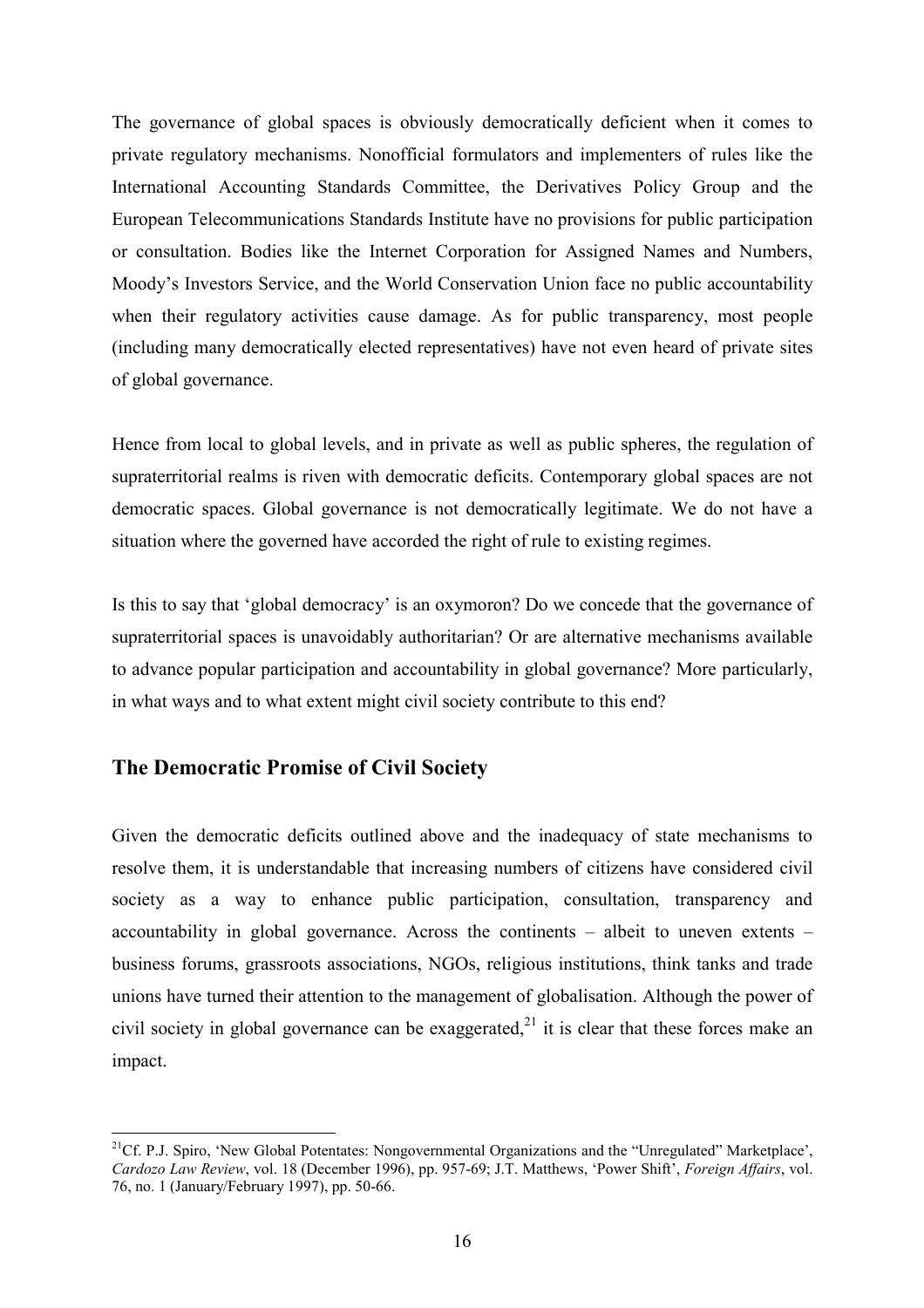The governance of global spaces is obviously democratically deficient when it comes to private regulatory mechanisms. Nonofficial formulators and implementers of rules like the International Accounting Standards Committee, the Derivatives Policy Group and the European Telecommunications Standards Institute have no provisions for public participation or consultation. Bodies like the Internet Corporation for Assigned Names and Numbers, Moody's Investors Service, and the World Conservation Union face no public accountability when their regulatory activities cause damage. As for public transparency, most people (including many democratically elected representatives) have not even heard of private sites of global governance.

Hence from local to global levels, and in private as well as public spheres, the regulation of supraterritorial realms is riven with democratic deficits. Contemporary global spaces are not democratic spaces. Global governance is not democratically legitimate. We do not have a situation where the governed have accorded the right of rule to existing regimes.

Is this to say that 'global democracy' is an oxymoron? Do we concede that the governance of supraterritorial spaces is unavoidably authoritarian? Or are alternative mechanisms available to advance popular participation and accountability in global governance? More particularly, in what ways and to what extent might civil society contribute to this end?

## The Democratic Promise of Civil Society

Given the democratic deficits outlined above and the inadequacy of state mechanisms to resolve them, it is understandable that increasing numbers of citizens have considered civil society as a way to enhance public participation, consultation, transparency and accountability in global governance. Across the continents – albeit to uneven extents – business forums, grassroots associations, NGOs, religious institutions, think tanks and trade unions have turned their attention to the management of globalisation. Although the power of civil society in global governance can be exaggerated,[21] it is clear that these forces make an impact.

---

[21] Cf. P.J. Spiro, 'New Global Potentates: Nongovernmental Organizations and the "Unregulated" Marketplace', *Cardozo Law Review*, vol. 18 (December 1996), pp. 957-69; J.T. Matthews, 'Power Shift', *Foreign Affairs*, vol. 76, no. 1 (January/February 1997), pp. 50-66.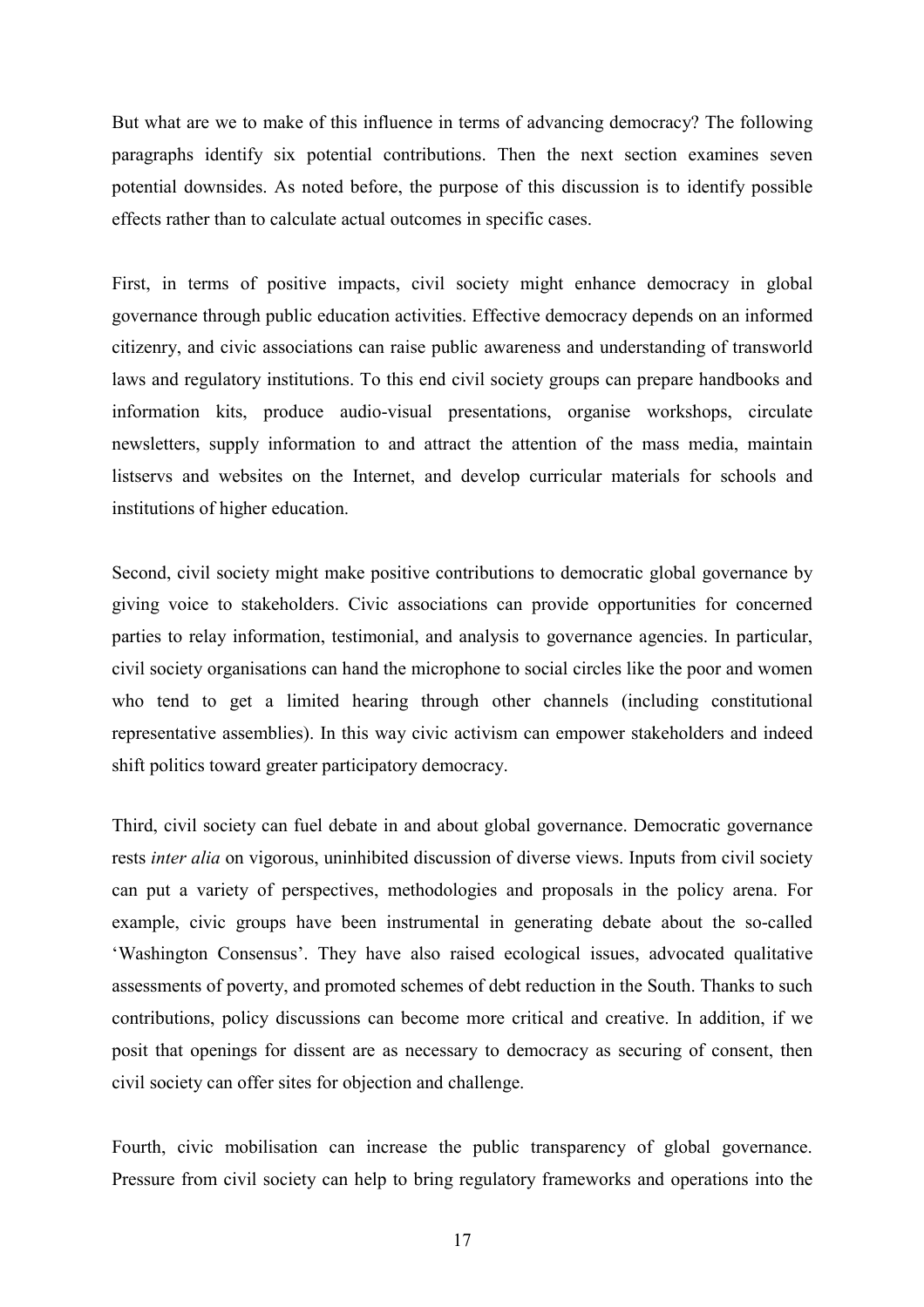But what are we to make of this influence in terms of advancing democracy? The following paragraphs identify six potential contributions. Then the next section examines seven potential downsides. As noted before, the purpose of this discussion is to identify possible effects rather than to calculate actual outcomes in specific cases.

First, in terms of positive impacts, civil society might enhance democracy in global governance through public education activities. Effective democracy depends on an informed citizenry, and civic associations can raise public awareness and understanding of transworld laws and regulatory institutions. To this end civil society groups can prepare handbooks and information kits, produce audio-visual presentations, organise workshops, circulate newsletters, supply information to and attract the attention of the mass media, maintain listservs and websites on the Internet, and develop curricular materials for schools and institutions of higher education.

Second, civil society might make positive contributions to democratic global governance by giving voice to stakeholders. Civic associations can provide opportunities for concerned parties to relay information, testimonial, and analysis to governance agencies. In particular, civil society organisations can hand the microphone to social circles like the poor and women who tend to get a limited hearing through other channels (including constitutional representative assemblies). In this way civic activism can empower stakeholders and indeed shift politics toward greater participatory democracy.

Third, civil society can fuel debate in and about global governance. Democratic governance rests *inter alia* on vigorous, uninhibited discussion of diverse views. Inputs from civil society can put a variety of perspectives, methodologies and proposals in the policy arena. For example, civic groups have been instrumental in generating debate about the so-called 'Washington Consensus'. They have also raised ecological issues, advocated qualitative assessments of poverty, and promoted schemes of debt reduction in the South. Thanks to such contributions, policy discussions can become more critical and creative. In addition, if we posit that openings for dissent are as necessary to democracy as securing of consent, then civil society can offer sites for objection and challenge.

Fourth, civic mobilisation can increase the public transparency of global governance. Pressure from civil society can help to bring regulatory frameworks and operations into the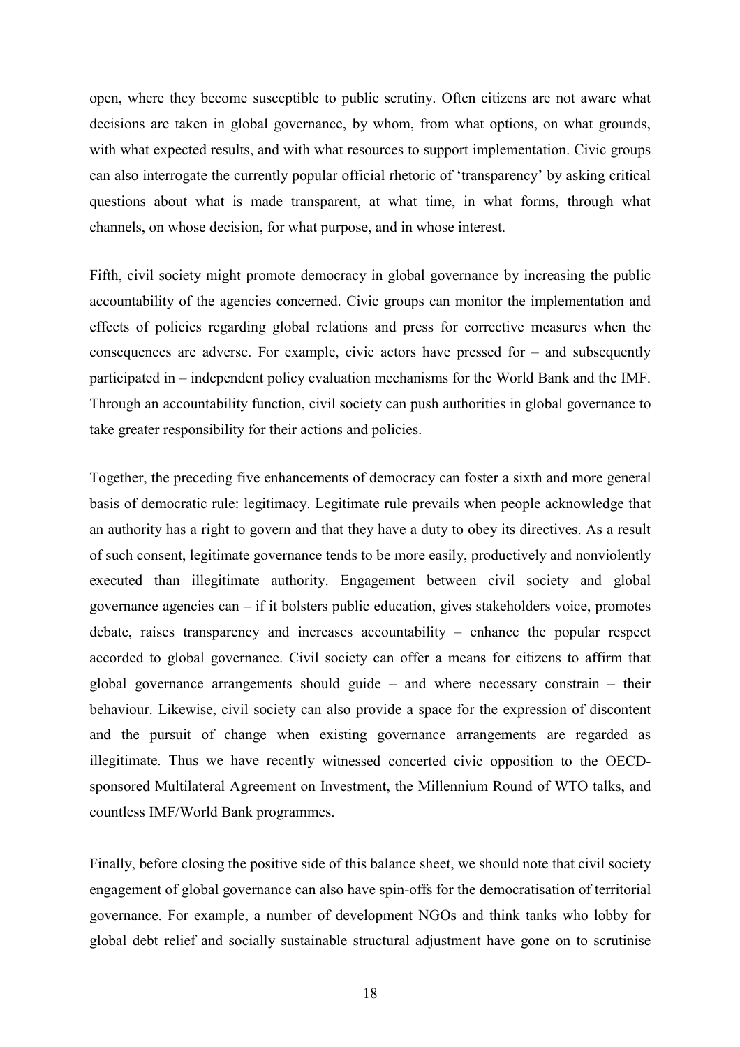open, where they become susceptible to public scrutiny. Often citizens are not aware what decisions are taken in global governance, by whom, from what options, on what grounds, with what expected results, and with what resources to support implementation. Civic groups can also interrogate the currently popular official rhetoric of 'transparency' by asking critical questions about what is made transparent, at what time, in what forms, through what channels, on whose decision, for what purpose, and in whose interest.

Fifth, civil society might promote democracy in global governance by increasing the public accountability of the agencies concerned. Civic groups can monitor the implementation and effects of policies regarding global relations and press for corrective measures when the consequences are adverse. For example, civic actors have pressed for – and subsequently participated in – independent policy evaluation mechanisms for the World Bank and the IMF. Through an accountability function, civil society can push authorities in global governance to take greater responsibility for their actions and policies.

Together, the preceding five enhancements of democracy can foster a sixth and more general basis of democratic rule: legitimacy. Legitimate rule prevails when people acknowledge that an authority has a right to govern and that they have a duty to obey its directives. As a result of such consent, legitimate governance tends to be more easily, productively and nonviolently executed than illegitimate authority. Engagement between civil society and global governance agencies can – if it bolsters public education, gives stakeholders voice, promotes debate, raises transparency and increases accountability – enhance the popular respect accorded to global governance. Civil society can offer a means for citizens to affirm that global governance arrangements should guide – and where necessary constrain – their behaviour. Likewise, civil society can also provide a space for the expression of discontent and the pursuit of change when existing governance arrangements are regarded as illegitimate. Thus we have recently witnessed concerted civic opposition to the OECD-sponsored Multilateral Agreement on Investment, the Millennium Round of WTO talks, and countless IMF/World Bank programmes.

Finally, before closing the positive side of this balance sheet, we should note that civil society engagement of global governance can also have spin-offs for the democratisation of territorial governance. For example, a number of development NGOs and think tanks who lobby for global debt relief and socially sustainable structural adjustment have gone on to scrutinise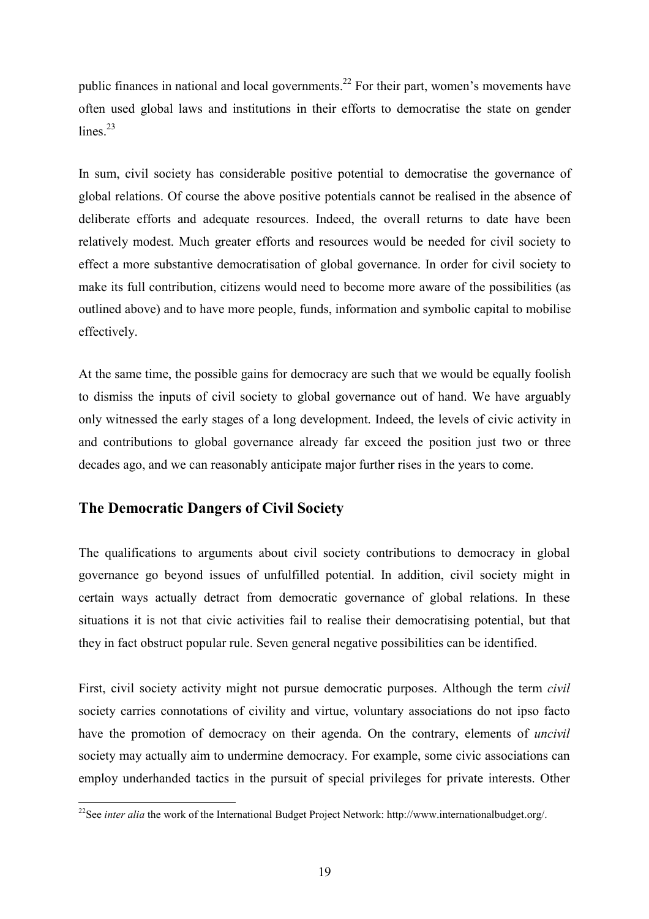public finances in national and local governments.[22] For their part, women's movements have often used global laws and institutions in their efforts to democratise the state on gender lines.[23]

In sum, civil society has considerable positive potential to democratise the governance of global relations. Of course the above positive potentials cannot be realised in the absence of deliberate efforts and adequate resources. Indeed, the overall returns to date have been relatively modest. Much greater efforts and resources would be needed for civil society to effect a more substantive democratisation of global governance. In order for civil society to make its full contribution, citizens would need to become more aware of the possibilities (as outlined above) and to have more people, funds, information and symbolic capital to mobilise effectively.

At the same time, the possible gains for democracy are such that we would be equally foolish to dismiss the inputs of civil society to global governance out of hand. We have arguably only witnessed the early stages of a long development. Indeed, the levels of civic activity in and contributions to global governance already far exceed the position just two or three decades ago, and we can reasonably anticipate major further rises in the years to come.

## The Democratic Dangers of Civil Society

The qualifications to arguments about civil society contributions to democracy in global governance go beyond issues of unfulfilled potential. In addition, civil society might in certain ways actually detract from democratic governance of global relations. In these situations it is not that civic activities fail to realise their democratising potential, but that they in fact obstruct popular rule. Seven general negative possibilities can be identified.

First, civil society activity might not pursue democratic purposes. Although the term *civil* society carries connotations of civility and virtue, voluntary associations do not ipso facto have the promotion of democracy on their agenda. On the contrary, elements of *uncivil* society may actually aim to undermine democracy. For example, some civic associations can employ underhanded tactics in the pursuit of special privileges for private interests. Other

---

[22] See *inter alia* the work of the International Budget Project Network: http://www.internationalbudget.org/.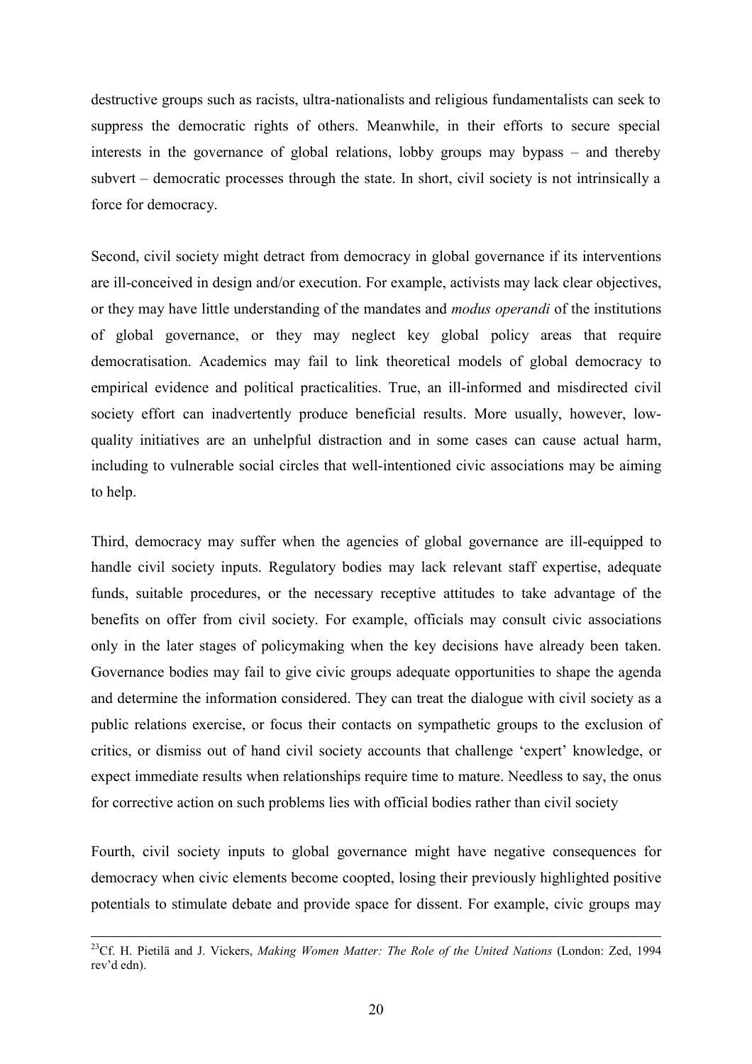destructive groups such as racists, ultra-nationalists and religious fundamentalists can seek to suppress the democratic rights of others. Meanwhile, in their efforts to secure special interests in the governance of global relations, lobby groups may bypass – and thereby subvert – democratic processes through the state. In short, civil society is not intrinsically a force for democracy.

Second, civil society might detract from democracy in global governance if its interventions are ill-conceived in design and/or execution. For example, activists may lack clear objectives, or they may have little understanding of the mandates and *modus operandi* of the institutions of global governance, or they may neglect key global policy areas that require democratisation. Academics may fail to link theoretical models of global democracy to empirical evidence and political practicalities. True, an ill-informed and misdirected civil society effort can inadvertently produce beneficial results. More usually, however, low-quality initiatives are an unhelpful distraction and in some cases can cause actual harm, including to vulnerable social circles that well-intentioned civic associations may be aiming to help.

Third, democracy may suffer when the agencies of global governance are ill-equipped to handle civil society inputs. Regulatory bodies may lack relevant staff expertise, adequate funds, suitable procedures, or the necessary receptive attitudes to take advantage of the benefits on offer from civil society. For example, officials may consult civic associations only in the later stages of policymaking when the key decisions have already been taken. Governance bodies may fail to give civic groups adequate opportunities to shape the agenda and determine the information considered. They can treat the dialogue with civil society as a public relations exercise, or focus their contacts on sympathetic groups to the exclusion of critics, or dismiss out of hand civil society accounts that challenge 'expert' knowledge, or expect immediate results when relationships require time to mature. Needless to say, the onus for corrective action on such problems lies with official bodies rather than civil society

Fourth, civil society inputs to global governance might have negative consequences for democracy when civic elements become coopted, losing their previously highlighted positive potentials to stimulate debate and provide space for dissent. For example, civic groups may

---

[23] Cf. H. Pietilä and J. Vickers, *Making Women Matter: The Role of the United Nations* (London: Zed, 1994 rev'd edn).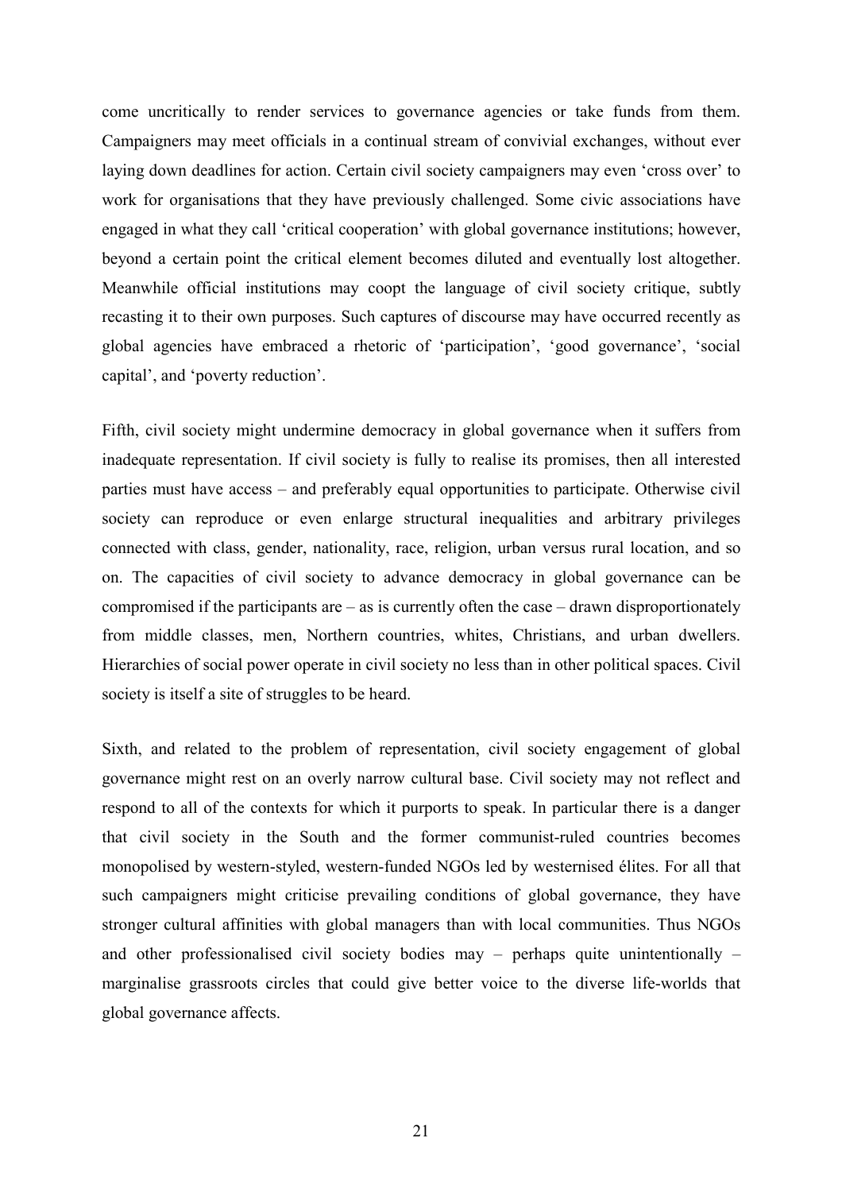come uncritically to render services to governance agencies or take funds from them. Campaigners may meet officials in a continual stream of convivial exchanges, without ever laying down deadlines for action. Certain civil society campaigners may even 'cross over' to work for organisations that they have previously challenged. Some civic associations have engaged in what they call 'critical cooperation' with global governance institutions; however, beyond a certain point the critical element becomes diluted and eventually lost altogether. Meanwhile official institutions may coopt the language of civil society critique, subtly recasting it to their own purposes. Such captures of discourse may have occurred recently as global agencies have embraced a rhetoric of 'participation', 'good governance', 'social capital', and 'poverty reduction'.

Fifth, civil society might undermine democracy in global governance when it suffers from inadequate representation. If civil society is fully to realise its promises, then all interested parties must have access – and preferably equal opportunities to participate. Otherwise civil society can reproduce or even enlarge structural inequalities and arbitrary privileges connected with class, gender, nationality, race, religion, urban versus rural location, and so on. The capacities of civil society to advance democracy in global governance can be compromised if the participants are – as is currently often the case – drawn disproportionately from middle classes, men, Northern countries, whites, Christians, and urban dwellers. Hierarchies of social power operate in civil society no less than in other political spaces. Civil society is itself a site of struggles to be heard.

Sixth, and related to the problem of representation, civil society engagement of global governance might rest on an overly narrow cultural base. Civil society may not reflect and respond to all of the contexts for which it purports to speak. In particular there is a danger that civil society in the South and the former communist-ruled countries becomes monopolised by western-styled, western-funded NGOs led by westernised élites. For all that such campaigners might criticise prevailing conditions of global governance, they have stronger cultural affinities with global managers than with local communities. Thus NGOs and other professionalised civil society bodies may – perhaps quite unintentionally – marginalise grassroots circles that could give better voice to the diverse life-worlds that global governance affects.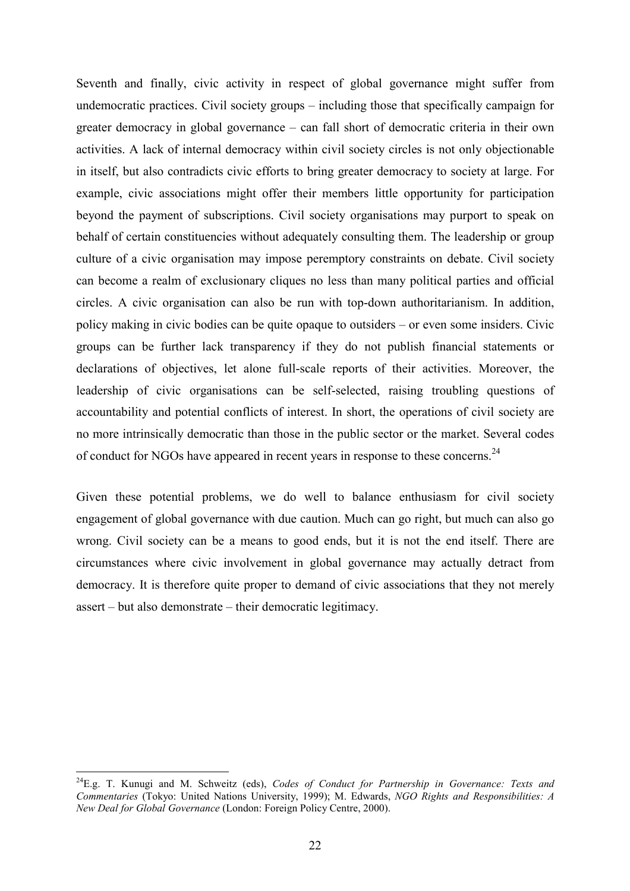Seventh and finally, civic activity in respect of global governance might suffer from undemocratic practices. Civil society groups – including those that specifically campaign for greater democracy in global governance – can fall short of democratic criteria in their own activities. A lack of internal democracy within civil society circles is not only objectionable in itself, but also contradicts civic efforts to bring greater democracy to society at large. For example, civic associations might offer their members little opportunity for participation beyond the payment of subscriptions. Civil society organisations may purport to speak on behalf of certain constituencies without adequately consulting them. The leadership or group culture of a civic organisation may impose peremptory constraints on debate. Civil society can become a realm of exclusionary cliques no less than many political parties and official circles. A civic organisation can also be run with top-down authoritarianism. In addition, policy making in civic bodies can be quite opaque to outsiders – or even some insiders. Civic groups can be further lack transparency if they do not publish financial statements or declarations of objectives, let alone full-scale reports of their activities. Moreover, the leadership of civic organisations can be self-selected, raising troubling questions of accountability and potential conflicts of interest. In short, the operations of civil society are no more intrinsically democratic than those in the public sector or the market. Several codes of conduct for NGOs have appeared in recent years in response to these concerns.[24]

Given these potential problems, we do well to balance enthusiasm for civil society engagement of global governance with due caution. Much can go right, but much can also go wrong. Civil society can be a means to good ends, but it is not the end itself. There are circumstances where civic involvement in global governance may actually detract from democracy. It is therefore quite proper to demand of civic associations that they not merely assert – but also demonstrate – their democratic legitimacy.

---

[24]E.g. T. Kunugi and M. Schweitz (eds), *Codes of Conduct for Partnership in Governance: Texts and Commentaries* (Tokyo: United Nations University, 1999); M. Edwards, *NGO Rights and Responsibilities: A New Deal for Global Governance* (London: Foreign Policy Centre, 2000).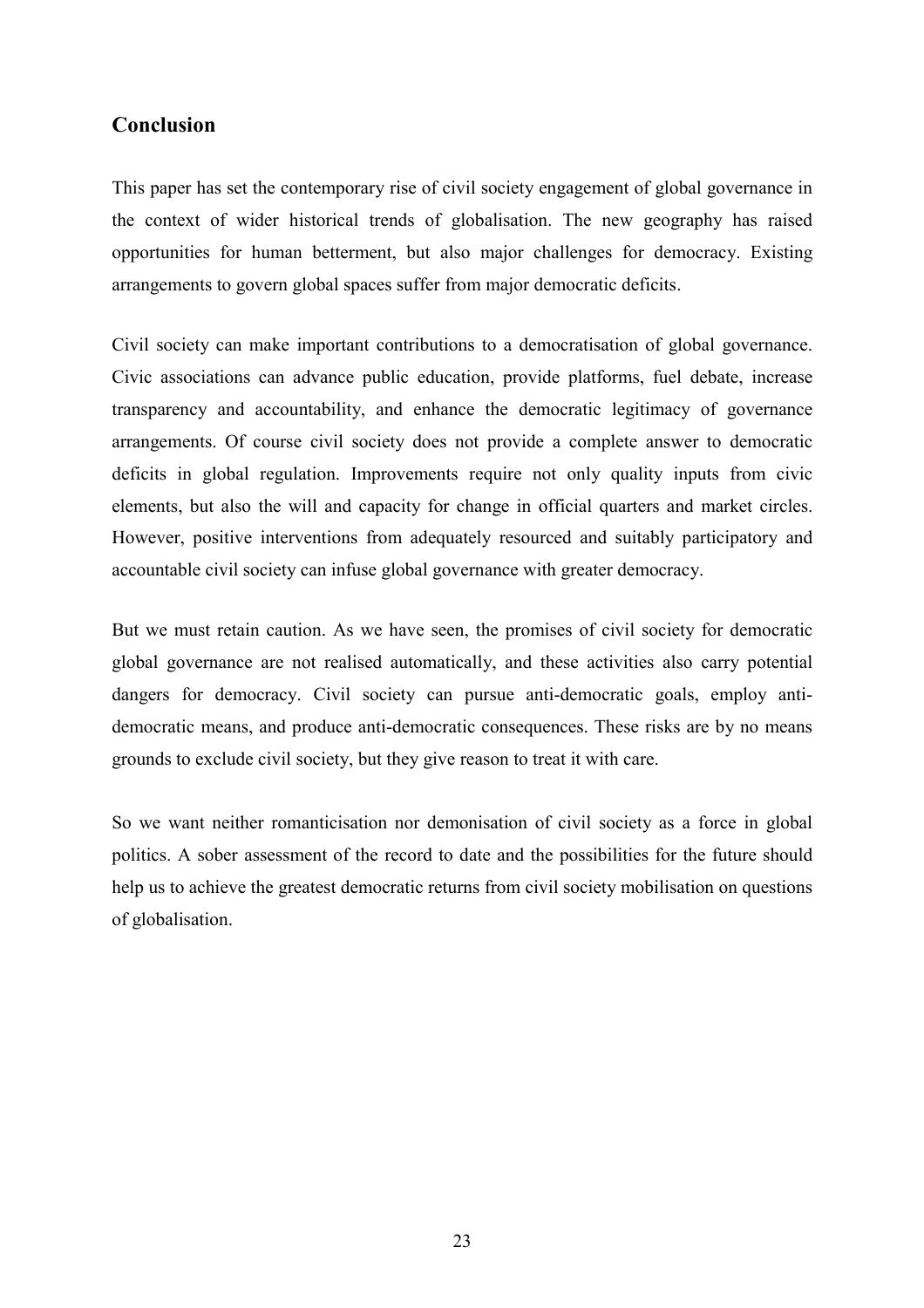## Conclusion

This paper has set the contemporary rise of civil society engagement of global governance in the context of wider historical trends of globalisation. The new geography has raised opportunities for human betterment, but also major challenges for democracy. Existing arrangements to govern global spaces suffer from major democratic deficits.

Civil society can make important contributions to a democratisation of global governance. Civic associations can advance public education, provide platforms, fuel debate, increase transparency and accountability, and enhance the democratic legitimacy of governance arrangements. Of course civil society does not provide a complete answer to democratic deficits in global regulation. Improvements require not only quality inputs from civic elements, but also the will and capacity for change in official quarters and market circles. However, positive interventions from adequately resourced and suitably participatory and accountable civil society can infuse global governance with greater democracy.

But we must retain caution. As we have seen, the promises of civil society for democratic global governance are not realised automatically, and these activities also carry potential dangers for democracy. Civil society can pursue anti-democratic goals, employ anti-democratic means, and produce anti-democratic consequences. These risks are by no means grounds to exclude civil society, but they give reason to treat it with care.

So we want neither romanticisation nor demonisation of civil society as a force in global politics. A sober assessment of the record to date and the possibilities for the future should help us to achieve the greatest democratic returns from civil society mobilisation on questions of globalisation.